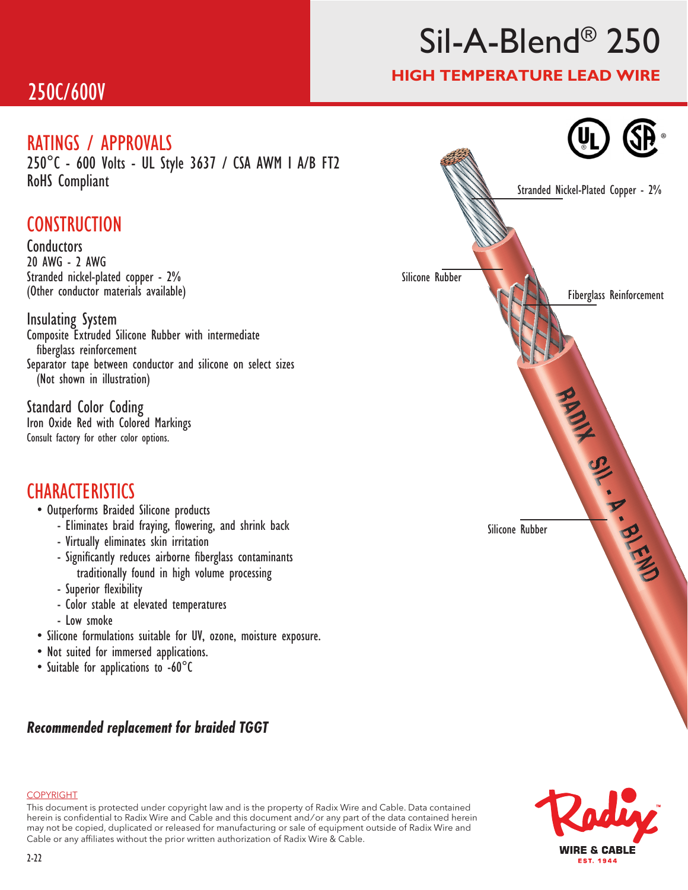# Sil-A-Blend® 250

## HIGH TEMPERATURE LEAD WIRE

250C/600V

## RATINGS / APPROVALS

250°C - 600 Volts - UL Style 3637 / CSA AWM I A/B FT2
RoHS Compliant

## CONSTRUCTION

### Conductors

20 AWG - 2 AWG
Stranded nickel-plated copper - 2%
(Other conductor materials available)

### Insulating System

Composite Extruded Silicone Rubber with intermediate fiberglass reinforcement
Separator tape between conductor and silicone on select sizes (Not shown in illustration)

### Standard Color Coding

Iron Oxide Red with Colored Markings
Consult factory for other color options.

Stranded Nickel-Plated Copper - 2%

Silicone Rubber

Fiberglass Reinforcement

RADIX SIL - A - BLEND

Silicone Rubber

## CHARACTERISTICS

- Outperforms Braided Silicone products
  - Eliminates braid fraying, flowering, and shrink back
  - Virtually eliminates skin irritation
  - Significantly reduces airborne fiberglass contaminants traditionally found in high volume processing
  - Superior flexibility
  - Color stable at elevated temperatures
  - Low smoke
- Silicone formulations suitable for UV, ozone, moisture exposure.
- Not suited for immersed applications.
- Suitable for applications to -60°C

***Recommended replacement for braided TGGT***

COPYRIGHT

This document is protected under copyright law and is the property of Radix Wire and Cable. Data contained herein is confidential to Radix Wire and Cable and this document and/or any part of the data contained herein may not be copied, duplicated or released for manufacturing or sale of equipment outside of Radix Wire and Cable or any affiliates without the prior written authorization of Radix Wire & Cable.

2-22

Radix WIRE & CABLE EST. 1944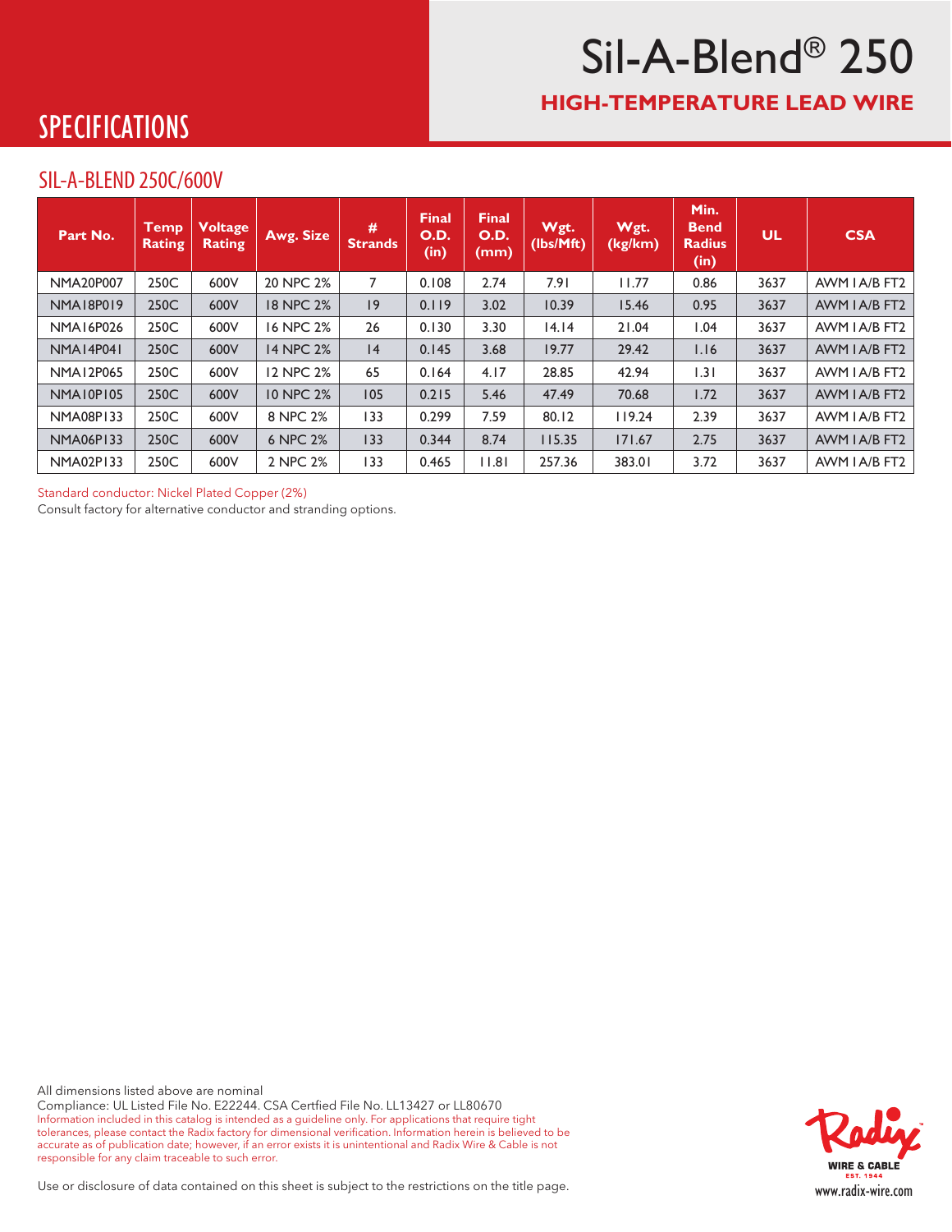# Sil-A-Blend® 250

## HIGH-TEMPERATURE LEAD WIRE

## SPECIFICATIONS

### SIL-A-BLEND 250C/600V

| Part No. | Temp Rating | Voltage Rating | Awg. Size | # Strands | Final O.D. (in) | Final O.D. (mm) | Wgt. (lbs/Mft) | Wgt. (kg/km) | Min. Bend Radius (in) | UL | CSA |
|---|---|---|---|---|---|---|---|---|---|---|---|
| NMA20P007 | 250C | 600V | 20 NPC 2% | 7 | 0.108 | 2.74 | 7.91 | 11.77 | 0.86 | 3637 | AWM I A/B FT2 |
| NMA18P019 | 250C | 600V | 18 NPC 2% | 19 | 0.119 | 3.02 | 10.39 | 15.46 | 0.95 | 3637 | AWM I A/B FT2 |
| NMA16P026 | 250C | 600V | 16 NPC 2% | 26 | 0.130 | 3.30 | 14.14 | 21.04 | 1.04 | 3637 | AWM I A/B FT2 |
| NMA14P041 | 250C | 600V | 14 NPC 2% | 14 | 0.145 | 3.68 | 19.77 | 29.42 | 1.16 | 3637 | AWM I A/B FT2 |
| NMA12P065 | 250C | 600V | 12 NPC 2% | 65 | 0.164 | 4.17 | 28.85 | 42.94 | 1.31 | 3637 | AWM I A/B FT2 |
| NMA10P105 | 250C | 600V | 10 NPC 2% | 105 | 0.215 | 5.46 | 47.49 | 70.68 | 1.72 | 3637 | AWM I A/B FT2 |
| NMA08P133 | 250C | 600V | 8 NPC 2% | 133 | 0.299 | 7.59 | 80.12 | 119.24 | 2.39 | 3637 | AWM I A/B FT2 |
| NMA06P133 | 250C | 600V | 6 NPC 2% | 133 | 0.344 | 8.74 | 115.35 | 171.67 | 2.75 | 3637 | AWM I A/B FT2 |
| NMA02P133 | 250C | 600V | 2 NPC 2% | 133 | 0.465 | 11.81 | 257.36 | 383.01 | 3.72 | 3637 | AWM I A/B FT2 |

Standard conductor: Nickel Plated Copper (2%)

Consult factory for alternative conductor and stranding options.

All dimensions listed above are nominal

Compliance: UL Listed File No. E22244. CSA Certfied File No. LL13427 or LL80670

Information included in this catalog is intended as a guideline only. For applications that require tight tolerances, please contact the Radix factory for dimensional verification. Information herein is believed to be accurate as of publication date; however, if an error exists it is unintentional and Radix Wire & Cable is not responsible for any claim traceable to such error.

Use or disclosure of data contained on this sheet is subject to the restrictions on the title page.

Radix WIRE & CABLE EST. 1944

www.radix-wire.com